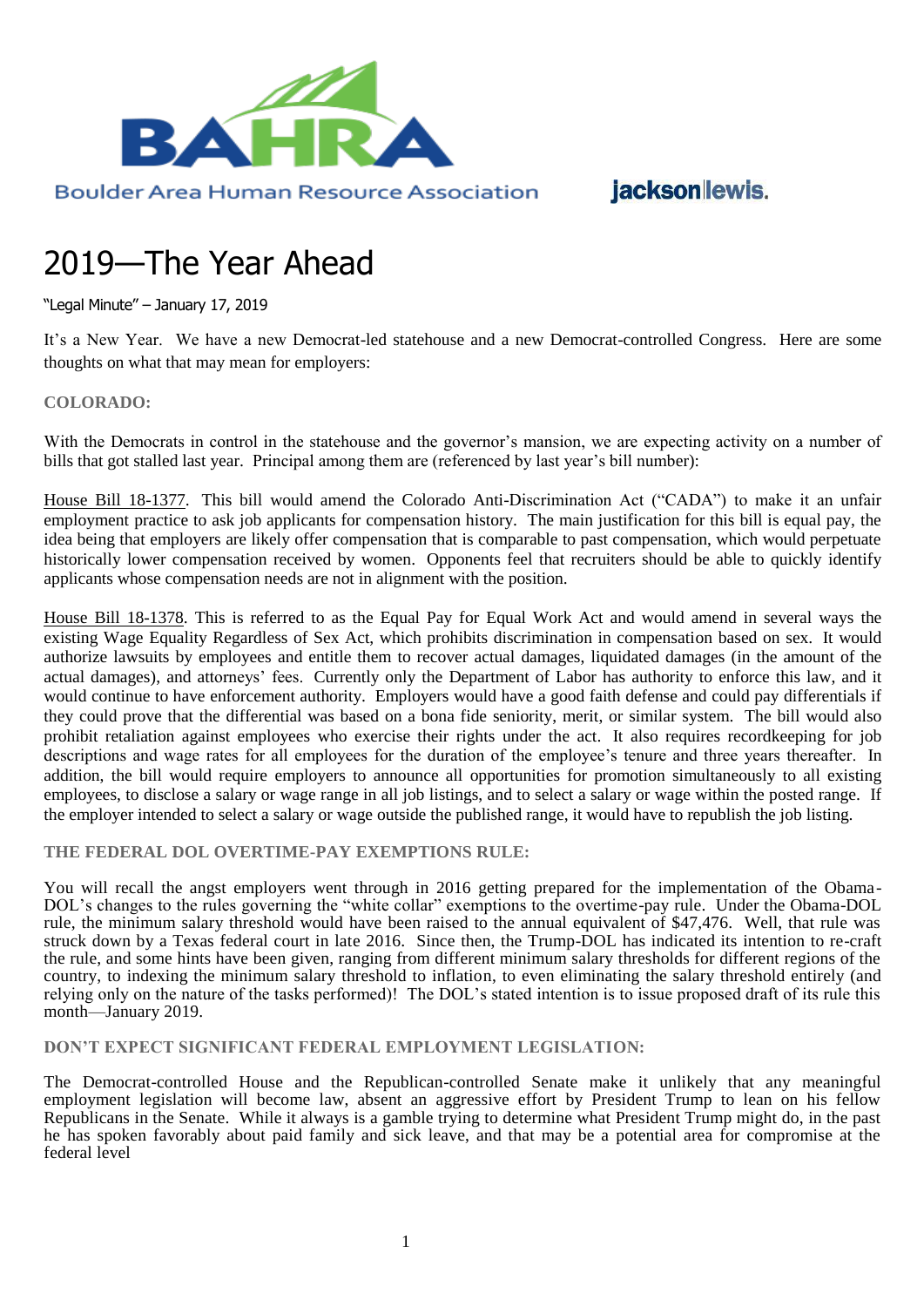Boulder Area Human Resource Association

jacksonlewis.

# 2019—The Year Ahead

"Legal Minute" – January 17, 2019

It's a New Year. We have a new Democrat-led statehouse and a new Democrat-controlled Congress. Here are some thoughts on what that may mean for employers:

## COLORADO:

With the Democrats in control in the statehouse and the governor's mansion, we are expecting activity on a number of bills that got stalled last year. Principal among them are (referenced by last year's bill number):

House Bill 18-1377. This bill would amend the Colorado Anti-Discrimination Act ("CADA") to make it an unfair employment practice to ask job applicants for compensation history. The main justification for this bill is equal pay, the idea being that employers are likely offer compensation that is comparable to past compensation, which would perpetuate historically lower compensation received by women. Opponents feel that recruiters should be able to quickly identify applicants whose compensation needs are not in alignment with the position.

House Bill 18-1378. This is referred to as the Equal Pay for Equal Work Act and would amend in several ways the existing Wage Equality Regardless of Sex Act, which prohibits discrimination in compensation based on sex. It would authorize lawsuits by employees and entitle them to recover actual damages, liquidated damages (in the amount of the actual damages), and attorneys' fees. Currently only the Department of Labor has authority to enforce this law, and it would continue to have enforcement authority. Employers would have a good faith defense and could pay differentials if they could prove that the differential was based on a bona fide seniority, merit, or similar system. The bill would also prohibit retaliation against employees who exercise their rights under the act. It also requires recordkeeping for job descriptions and wage rates for all employees for the duration of the employee's tenure and three years thereafter. In addition, the bill would require employers to announce all opportunities for promotion simultaneously to all existing employees, to disclose a salary or wage range in all job listings, and to select a salary or wage within the posted range. If the employer intended to select a salary or wage outside the published range, it would have to republish the job listing.

## THE FEDERAL DOL OVERTIME-PAY EXEMPTIONS RULE:

You will recall the angst employers went through in 2016 getting prepared for the implementation of the Obama-DOL's changes to the rules governing the "white collar" exemptions to the overtime-pay rule. Under the Obama-DOL rule, the minimum salary threshold would have been raised to the annual equivalent of $47,476. Well, that rule was struck down by a Texas federal court in late 2016. Since then, the Trump-DOL has indicated its intention to re-craft the rule, and some hints have been given, ranging from different minimum salary thresholds for different regions of the country, to indexing the minimum salary threshold to inflation, to even eliminating the salary threshold entirely (and relying only on the nature of the tasks performed)! The DOL's stated intention is to issue proposed draft of its rule this month—January 2019.

## DON'T EXPECT SIGNIFICANT FEDERAL EMPLOYMENT LEGISLATION:

The Democrat-controlled House and the Republican-controlled Senate make it unlikely that any meaningful employment legislation will become law, absent an aggressive effort by President Trump to lean on his fellow Republicans in the Senate. While it always is a gamble trying to determine what President Trump might do, in the past he has spoken favorably about paid family and sick leave, and that may be a potential area for compromise at the federal level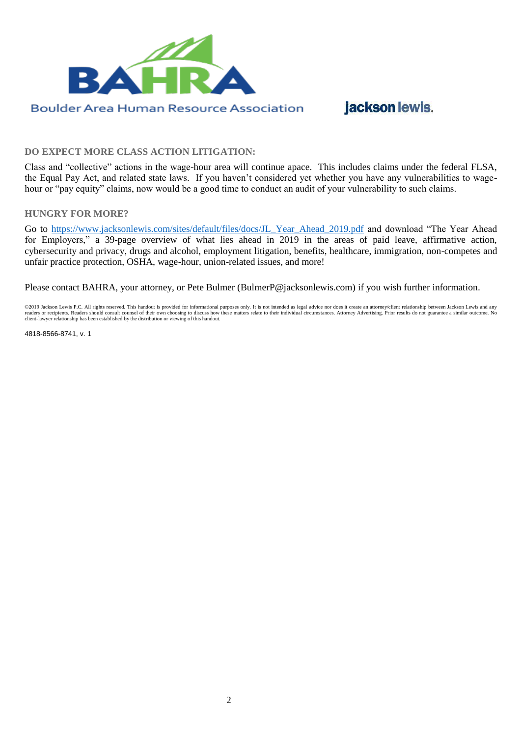Boulder Area Human Resource Association

jacksonlewis.

### DO EXPECT MORE CLASS ACTION LITIGATION:

Class and "collective" actions in the wage-hour area will continue apace. This includes claims under the federal FLSA, the Equal Pay Act, and related state laws. If you haven't considered yet whether you have any vulnerabilities to wage-hour or "pay equity" claims, now would be a good time to conduct an audit of your vulnerability to such claims.

### HUNGRY FOR MORE?

Go to https://www.jacksonlewis.com/sites/default/files/docs/JL_Year_Ahead_2019.pdf and download "The Year Ahead for Employers," a 39-page overview of what lies ahead in 2019 in the areas of paid leave, affirmative action, cybersecurity and privacy, drugs and alcohol, employment litigation, benefits, healthcare, immigration, non-competes and unfair practice protection, OSHA, wage-hour, union-related issues, and more!

Please contact BAHRA, your attorney, or Pete Bulmer (BulmerP@jacksonlewis.com) if you wish further information.

©2019 Jackson Lewis P.C. All rights reserved. This handout is provided for informational purposes only. It is not intended as legal advice nor does it create an attorney/client relationship between Jackson Lewis and any readers or recipients. Readers should consult counsel of their own choosing to discuss how these matters relate to their individual circumstances. Attorney Advertising. Prior results do not guarantee a similar outcome. No client-lawyer relationship has been established by the distribution or viewing of this handout.

4818-8566-8741, v. 1